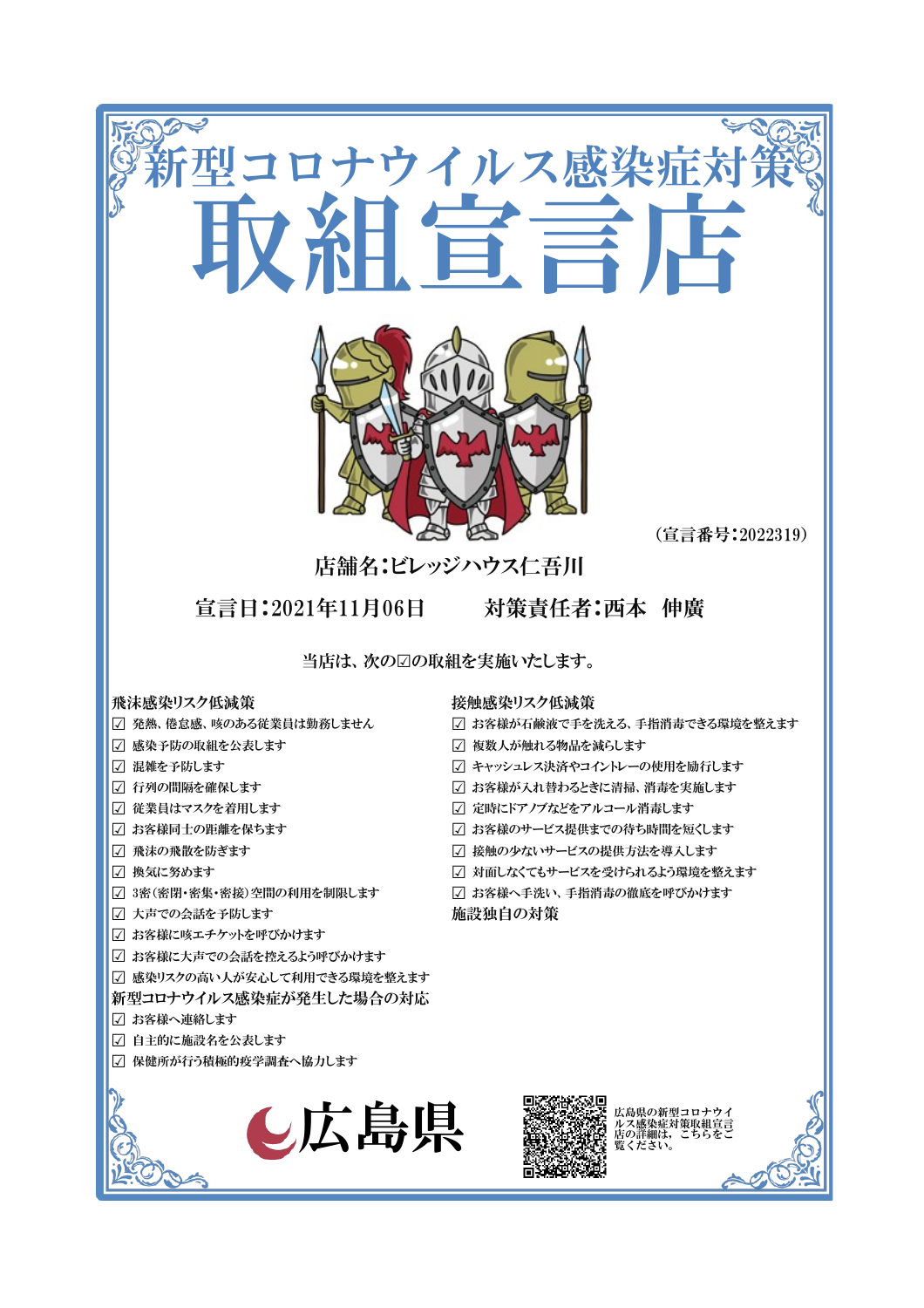# 新型コロナウイルス感染症対策

# 取組宣言店

（宣言番号：2022319）

**店舗名：ビレッジハウス仁吾川**

**宣言日：2021年11月06日　　対策責任者：西本　伸廣**

当店は、次の☑の取組を実施いたします。

### 飛沫感染リスク低減策

☑ 発熱、倦怠感、咳のある従業員は勤務しません
☑ 感染予防の取組を公表します
☑ 混雑を予防します
☑ 行列の間隔を確保します
☑ 従業員はマスクを着用します
☑ お客様同士の距離を保ちます
☑ 飛沫の飛散を防ぎます
☑ 換気に努めます
☑ 3密（密閉・密集・密接）空間の利用を制限します
☑ 大声での会話を予防します
☑ お客様に咳エチケットを呼びかけます
☑ お客様に大声での会話を控えるよう呼びかけます
☑ 感染リスクの高い人が安心して利用できる環境を整えます

### 新型コロナウイルス感染症が発生した場合の対応

☑ お客様へ連絡します
☑ 自主的に施設名を公表します
☑ 保健所が行う積極的疫学調査へ協力します

### 接触感染リスク低減策

☑ お客様が石鹸液で手を洗える、手指消毒できる環境を整えます
☑ 複数人が触れる物品を減らします
☑ キャッシュレス決済やコイントレーの使用を励行します
☑ お客様が入れ替わるときに清掃、消毒を実施します
☑ 定時にドアノブなどをアルコール消毒します
☑ お客様のサービス提供までの待ち時間を短くします
☑ 接触の少ないサービスの提供方法を導入します
☑ 対面しなくてもサービスを受けられるよう環境を整えます
☑ お客様へ手洗い、手指消毒の徹底を呼びかけます

### 施設独自の対策

広島県

広島県の新型コロナウイルス感染症対策取組宣言店の詳細は、こちらをご覧ください。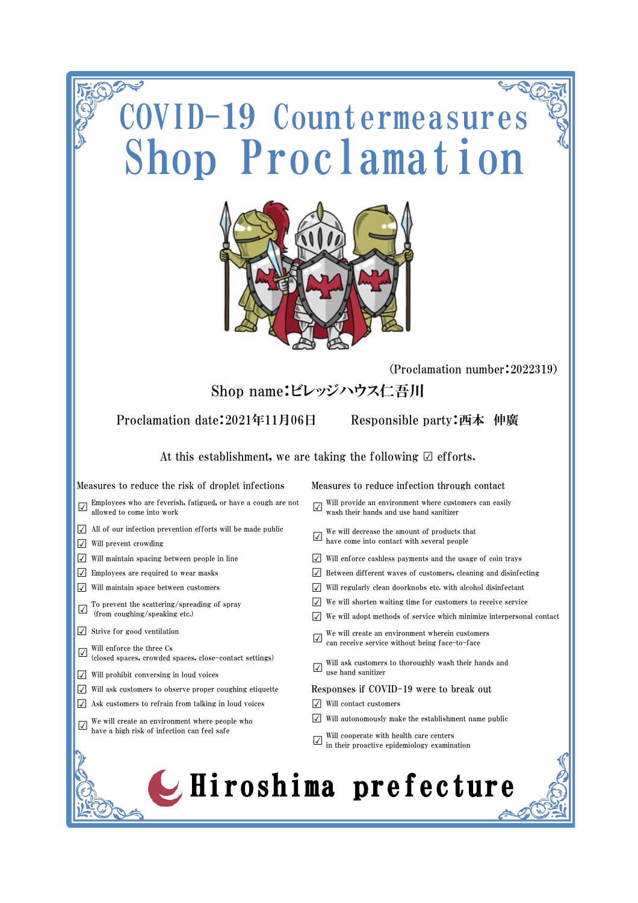# COVID-19 Countermeasures
# Shop Proclamation

(Proclamation number:2022319)

Shop name:ビレッジハウス仁吾川

Proclamation date:2021年11月06日　　Responsible party:西本　伸廣

At this establishment, we are taking the following ☑ efforts.

### Measures to reduce the risk of droplet infections

- ☑ Employees who are feverish, fatigued, or have a cough are not allowed to come into work
- ☑ All of our infection prevention efforts will be made public
- ☑ Will prevent crowding
- ☑ Will maintain spacing between people in line
- ☑ Employees are required to wear masks
- ☑ Will maintain space between customers
- ☑ To prevent the scattering/spreading of spray (from coughing/speaking etc.)
- ☑ Strive for good ventilation
- ☑ Will enforce the three Cs (closed spaces, crowded spaces, close-contact settings)
- ☑ Will prohibit conversing in loud voices
- ☑ Will ask customers to observe proper coughing etiquette
- ☑ Ask customers to refrain from talking in loud voices
- ☑ We will create an environment where people who have a high risk of infection can feel safe

### Measures to reduce infection through contact

- ☑ Will provide an environment where customers can easily wash their hands and use hand sanitizer
- ☑ We will decrease the amount of products that have come into contact with several people
- ☑ Will enforce cashless payments and the usage of coin trays
- ☑ Between different waves of customers, cleaning and disinfecting
- ☑ Will regularly clean doorknobs etc. with alcohol disinfectant
- ☑ We will shorten waiting time for customers to receive service
- ☑ We will adopt methods of service which minimize interpersonal contact
- ☑ We will create an environment wherein customers can receive service without being face-to-face
- ☑ Will ask customers to thoroughly wash their hands and use hand sanitizer

### Responses if COVID-19 were to break out

- ☑ Will contact customers
- ☑ Will autonomously make the establishment name public
- ☑ Will cooperate with health care centers in their proactive epidemiology examination

**Hiroshima prefecture**